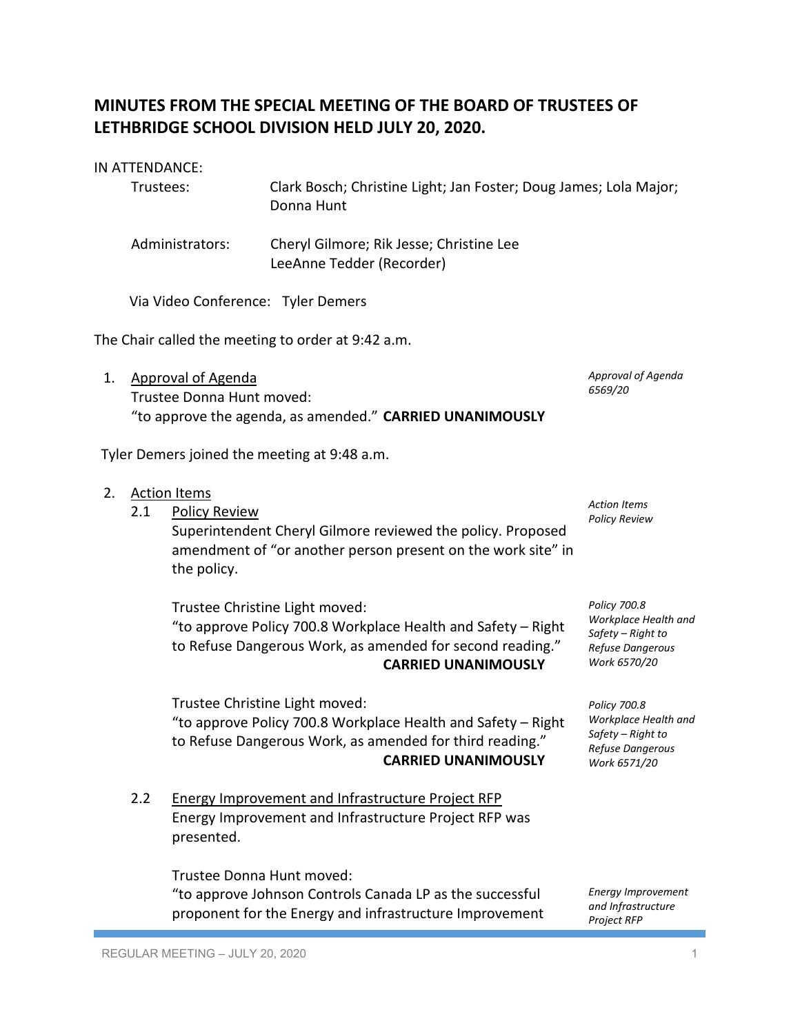# MINUTES FROM THE SPECIAL MEETING OF THE BOARD OF TRUSTEES OF LETHBRIDGE SCHOOL DIVISION HELD JULY 20, 2020.

IN ATTENDANCE:

Trustees: Clark Bosch; Christine Light; Jan Foster; Doug James; Lola Major; Donna Hunt

Administrators: Cheryl Gilmore; Rik Jesse; Christine Lee
LeeAnne Tedder (Recorder)

Via Video Conference: Tyler Demers

The Chair called the meeting to order at 9:42 a.m.

1. Approval of Agenda
   Trustee Donna Hunt moved:
   "to approve the agenda, as amended." **CARRIED UNANIMOUSLY**

   *Approval of Agenda 6569/20*

Tyler Demers joined the meeting at 9:48 a.m.

2. Action Items

   *Action Items Policy Review*

   2.1 Policy Review
   Superintendent Cheryl Gilmore reviewed the policy. Proposed amendment of "or another person present on the work site" in the policy.

   Trustee Christine Light moved:
   "to approve Policy 700.8 Workplace Health and Safety – Right to Refuse Dangerous Work, as amended for second reading." **CARRIED UNANIMOUSLY**

   *Policy 700.8 Workplace Health and Safety – Right to Refuse Dangerous Work 6570/20*

   Trustee Christine Light moved:
   "to approve Policy 700.8 Workplace Health and Safety – Right to Refuse Dangerous Work, as amended for third reading." **CARRIED UNANIMOUSLY**

   *Policy 700.8 Workplace Health and Safety – Right to Refuse Dangerous Work 6571/20*

   2.2 Energy Improvement and Infrastructure Project RFP
   Energy Improvement and Infrastructure Project RFP was presented.

   Trustee Donna Hunt moved:
   "to approve Johnson Controls Canada LP as the successful proponent for the Energy and infrastructure Improvement

   *Energy Improvement and Infrastructure Project RFP*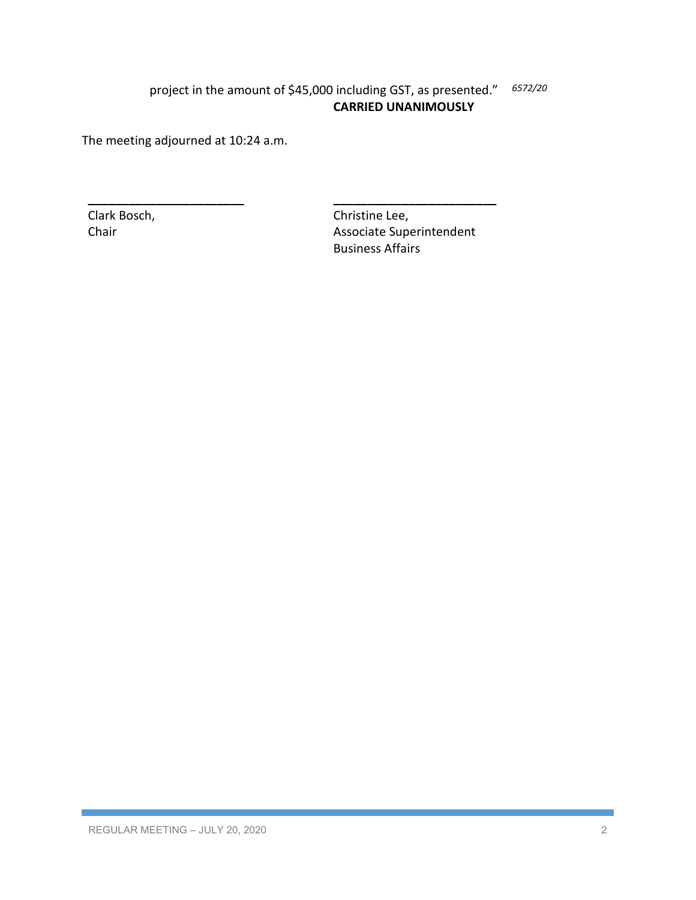project in the amount of $45,000 including GST, as presented." *6572/20*

**CARRIED UNANIMOUSLY**

The meeting adjourned at 10:24 a.m.

\_\_\_\_\_\_\_\_\_\_\_\_\_\_\_\_\_\_\_\_\_\_\_\_

Clark Bosch,
Chair

\_\_\_\_\_\_\_\_\_\_\_\_\_\_\_\_\_\_\_\_\_\_\_\_

Christine Lee,
Associate Superintendent
Business Affairs